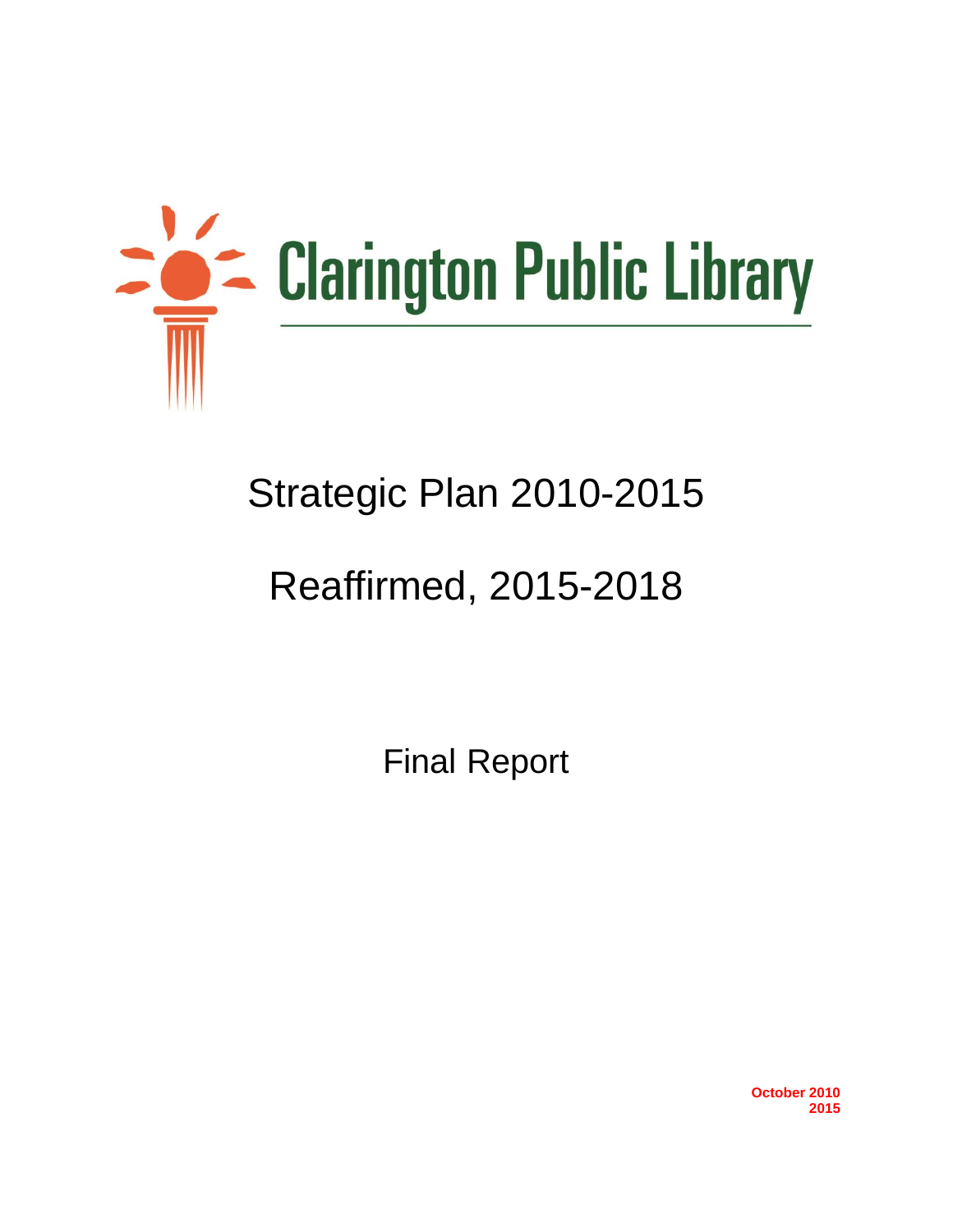# Clarington Public Library

## Strategic Plan 2010-2015

## Reaffirmed, 2015-2018

Final Report

**October 2010**
**2015**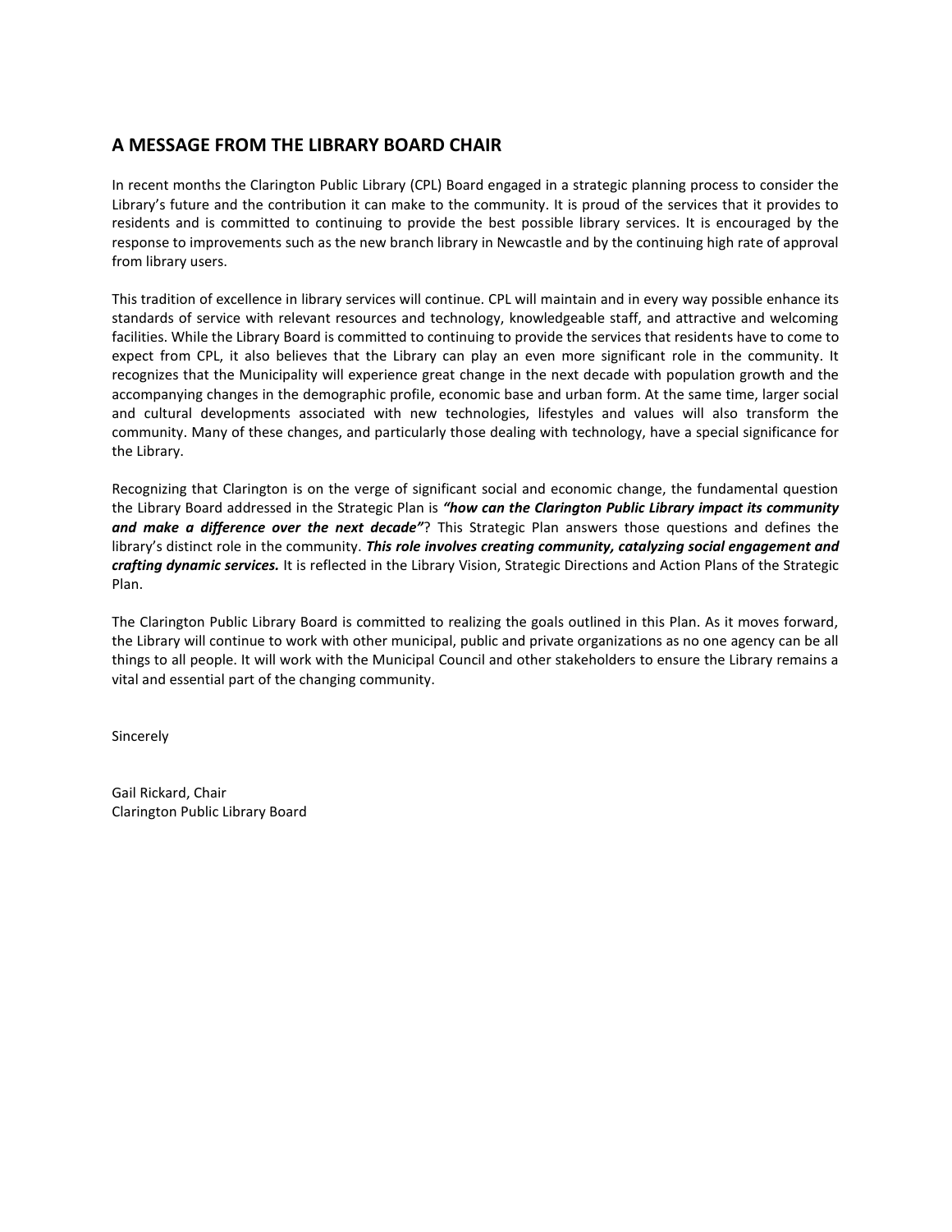## A MESSAGE FROM THE LIBRARY BOARD CHAIR

In recent months the Clarington Public Library (CPL) Board engaged in a strategic planning process to consider the Library's future and the contribution it can make to the community. It is proud of the services that it provides to residents and is committed to continuing to provide the best possible library services. It is encouraged by the response to improvements such as the new branch library in Newcastle and by the continuing high rate of approval from library users.

This tradition of excellence in library services will continue. CPL will maintain and in every way possible enhance its standards of service with relevant resources and technology, knowledgeable staff, and attractive and welcoming facilities. While the Library Board is committed to continuing to provide the services that residents have to come to expect from CPL, it also believes that the Library can play an even more significant role in the community. It recognizes that the Municipality will experience great change in the next decade with population growth and the accompanying changes in the demographic profile, economic base and urban form. At the same time, larger social and cultural developments associated with new technologies, lifestyles and values will also transform the community. Many of these changes, and particularly those dealing with technology, have a special significance for the Library.

Recognizing that Clarington is on the verge of significant social and economic change, the fundamental question the Library Board addressed in the Strategic Plan is ***"how can the Clarington Public Library impact its community and make a difference over the next decade"***? This Strategic Plan answers those questions and defines the library's distinct role in the community. ***This role involves creating community, catalyzing social engagement and crafting dynamic services.*** It is reflected in the Library Vision, Strategic Directions and Action Plans of the Strategic Plan.

The Clarington Public Library Board is committed to realizing the goals outlined in this Plan. As it moves forward, the Library will continue to work with other municipal, public and private organizations as no one agency can be all things to all people. It will work with the Municipal Council and other stakeholders to ensure the Library remains a vital and essential part of the changing community.

Sincerely

Gail Rickard, Chair
Clarington Public Library Board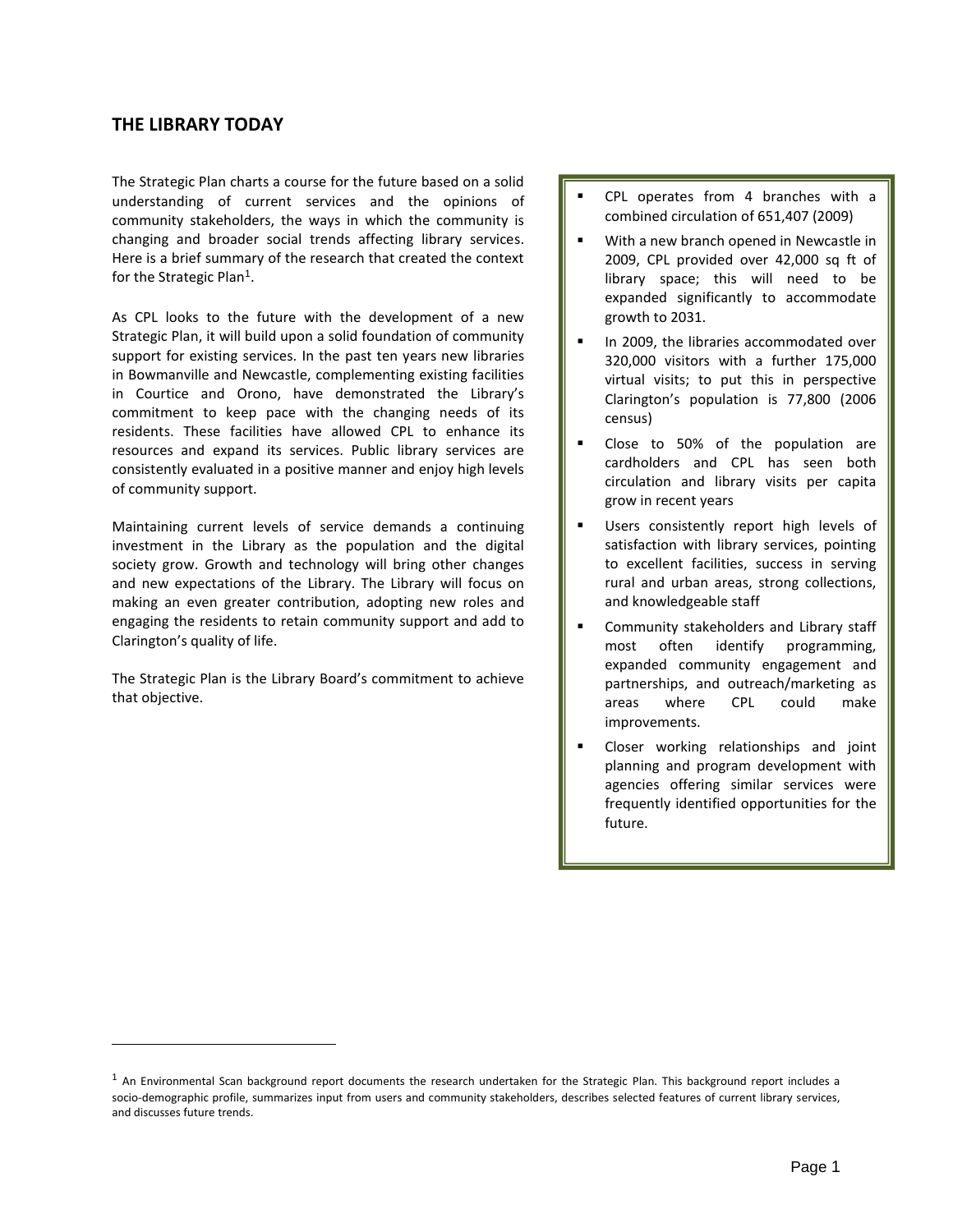## THE LIBRARY TODAY

The Strategic Plan charts a course for the future based on a solid understanding of current services and the opinions of community stakeholders, the ways in which the community is changing and broader social trends affecting library services. Here is a brief summary of the research that created the context for the Strategic Plan[1].

As CPL looks to the future with the development of a new Strategic Plan, it will build upon a solid foundation of community support for existing services. In the past ten years new libraries in Bowmanville and Newcastle, complementing existing facilities in Courtice and Orono, have demonstrated the Library's commitment to keep pace with the changing needs of its residents. These facilities have allowed CPL to enhance its resources and expand its services. Public library services are consistently evaluated in a positive manner and enjoy high levels of community support.

Maintaining current levels of service demands a continuing investment in the Library as the population and the digital society grow. Growth and technology will bring other changes and new expectations of the Library. The Library will focus on making an even greater contribution, adopting new roles and engaging the residents to retain community support and add to Clarington's quality of life.

The Strategic Plan is the Library Board's commitment to achieve that objective.

- CPL operates from 4 branches with a combined circulation of 651,407 (2009)
- With a new branch opened in Newcastle in 2009, CPL provided over 42,000 sq ft of library space; this will need to be expanded significantly to accommodate growth to 2031.
- In 2009, the libraries accommodated over 320,000 visitors with a further 175,000 virtual visits; to put this in perspective Clarington's population is 77,800 (2006 census)
- Close to 50% of the population are cardholders and CPL has seen both circulation and library visits per capita grow in recent years
- Users consistently report high levels of satisfaction with library services, pointing to excellent facilities, success in serving rural and urban areas, strong collections, and knowledgeable staff
- Community stakeholders and Library staff most often identify programming, expanded community engagement and partnerships, and outreach/marketing as areas where CPL could make improvements.
- Closer working relationships and joint planning and program development with agencies offering similar services were frequently identified opportunities for the future.

[1] An Environmental Scan background report documents the research undertaken for the Strategic Plan. This background report includes a socio-demographic profile, summarizes input from users and community stakeholders, describes selected features of current library services, and discusses future trends.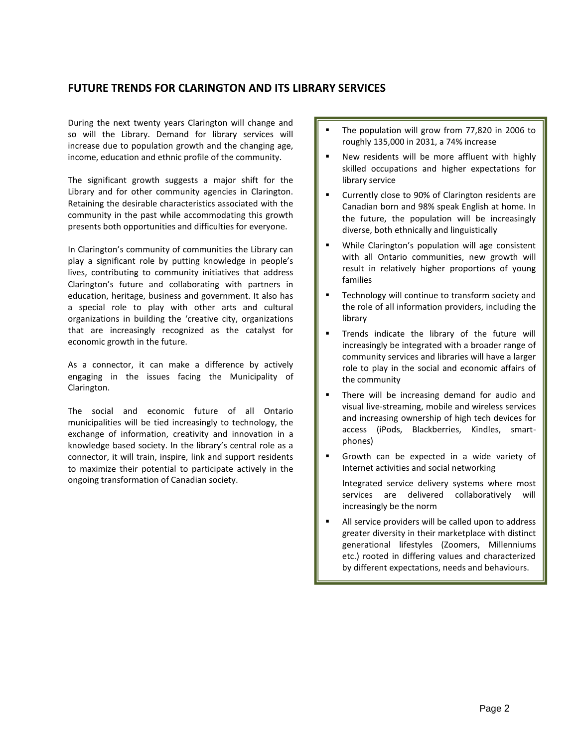## FUTURE TRENDS FOR CLARINGTON AND ITS LIBRARY SERVICES

During the next twenty years Clarington will change and so will the Library. Demand for library services will increase due to population growth and the changing age, income, education and ethnic profile of the community.

The significant growth suggests a major shift for the Library and for other community agencies in Clarington. Retaining the desirable characteristics associated with the community in the past while accommodating this growth presents both opportunities and difficulties for everyone.

In Clarington's community of communities the Library can play a significant role by putting knowledge in people's lives, contributing to community initiatives that address Clarington's future and collaborating with partners in education, heritage, business and government. It also has a special role to play with other arts and cultural organizations in building the 'creative city, organizations that are increasingly recognized as the catalyst for economic growth in the future.

As a connector, it can make a difference by actively engaging in the issues facing the Municipality of Clarington.

The social and economic future of all Ontario municipalities will be tied increasingly to technology, the exchange of information, creativity and innovation in a knowledge based society. In the library's central role as a connector, it will train, inspire, link and support residents to maximize their potential to participate actively in the ongoing transformation of Canadian society.

- The population will grow from 77,820 in 2006 to roughly 135,000 in 2031, a 74% increase
- New residents will be more affluent with highly skilled occupations and higher expectations for library service
- Currently close to 90% of Clarington residents are Canadian born and 98% speak English at home. In the future, the population will be increasingly diverse, both ethnically and linguistically
- While Clarington's population will age consistent with all Ontario communities, new growth will result in relatively higher proportions of young families
- Technology will continue to transform society and the role of all information providers, including the library
- Trends indicate the library of the future will increasingly be integrated with a broader range of community services and libraries will have a larger role to play in the social and economic affairs of the community
- There will be increasing demand for audio and visual live-streaming, mobile and wireless services and increasing ownership of high tech devices for access (iPods, Blackberries, Kindles, smart-phones)
- Growth can be expected in a wide variety of Internet activities and social networking

  Integrated service delivery systems where most services are delivered collaboratively will increasingly be the norm
- All service providers will be called upon to address greater diversity in their marketplace with distinct generational lifestyles (Zoomers, Millenniums etc.) rooted in differing values and characterized by different expectations, needs and behaviours.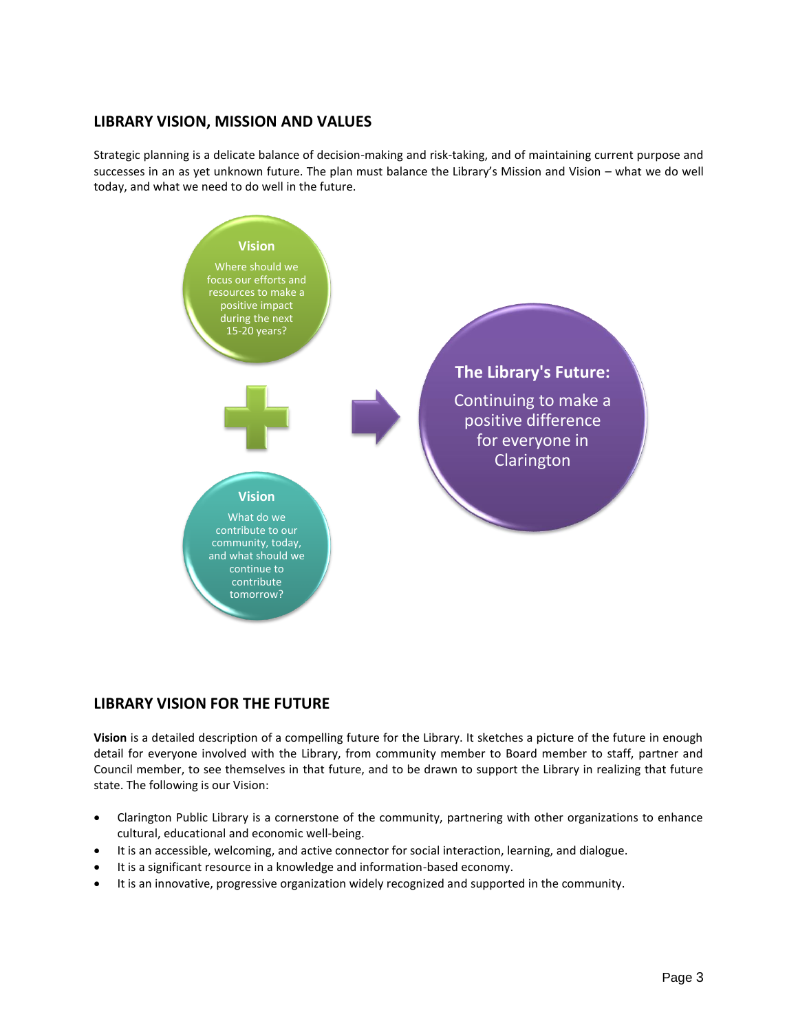## LIBRARY VISION, MISSION AND VALUES

Strategic planning is a delicate balance of decision-making and risk-taking, and of maintaining current purpose and successes in an as yet unknown future. The plan must balance the Library's Mission and Vision – what we do well today, and what we need to do well in the future.

**Vision**

Where should we focus our efforts and resources to make a positive impact during the next 15-20 years?

**+**

**Vision**

What do we contribute to our community, today, and what should we continue to contribute tomorrow?

**The Library's Future:**

Continuing to make a positive difference for everyone in Clarington

## LIBRARY VISION FOR THE FUTURE

**Vision** is a detailed description of a compelling future for the Library. It sketches a picture of the future in enough detail for everyone involved with the Library, from community member to Board member to staff, partner and Council member, to see themselves in that future, and to be drawn to support the Library in realizing that future state. The following is our Vision:

- Clarington Public Library is a cornerstone of the community, partnering with other organizations to enhance cultural, educational and economic well-being.
- It is an accessible, welcoming, and active connector for social interaction, learning, and dialogue.
- It is a significant resource in a knowledge and information-based economy.
- It is an innovative, progressive organization widely recognized and supported in the community.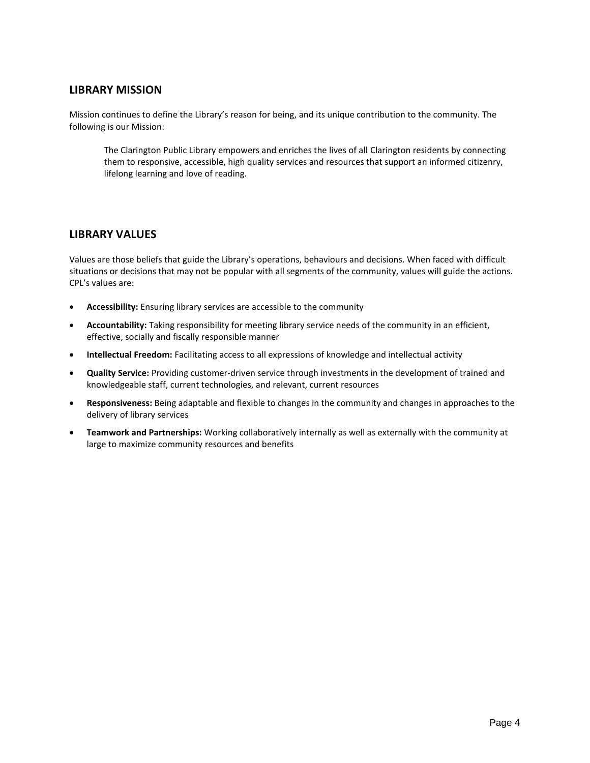## LIBRARY MISSION

Mission continues to define the Library's reason for being, and its unique contribution to the community. The following is our Mission:

> The Clarington Public Library empowers and enriches the lives of all Clarington residents by connecting them to responsive, accessible, high quality services and resources that support an informed citizenry, lifelong learning and love of reading.

## LIBRARY VALUES

Values are those beliefs that guide the Library's operations, behaviours and decisions. When faced with difficult situations or decisions that may not be popular with all segments of the community, values will guide the actions. CPL's values are:

- **Accessibility:** Ensuring library services are accessible to the community
- **Accountability:** Taking responsibility for meeting library service needs of the community in an efficient, effective, socially and fiscally responsible manner
- **Intellectual Freedom:** Facilitating access to all expressions of knowledge and intellectual activity
- **Quality Service:** Providing customer-driven service through investments in the development of trained and knowledgeable staff, current technologies, and relevant, current resources
- **Responsiveness:** Being adaptable and flexible to changes in the community and changes in approaches to the delivery of library services
- **Teamwork and Partnerships:** Working collaboratively internally as well as externally with the community at large to maximize community resources and benefits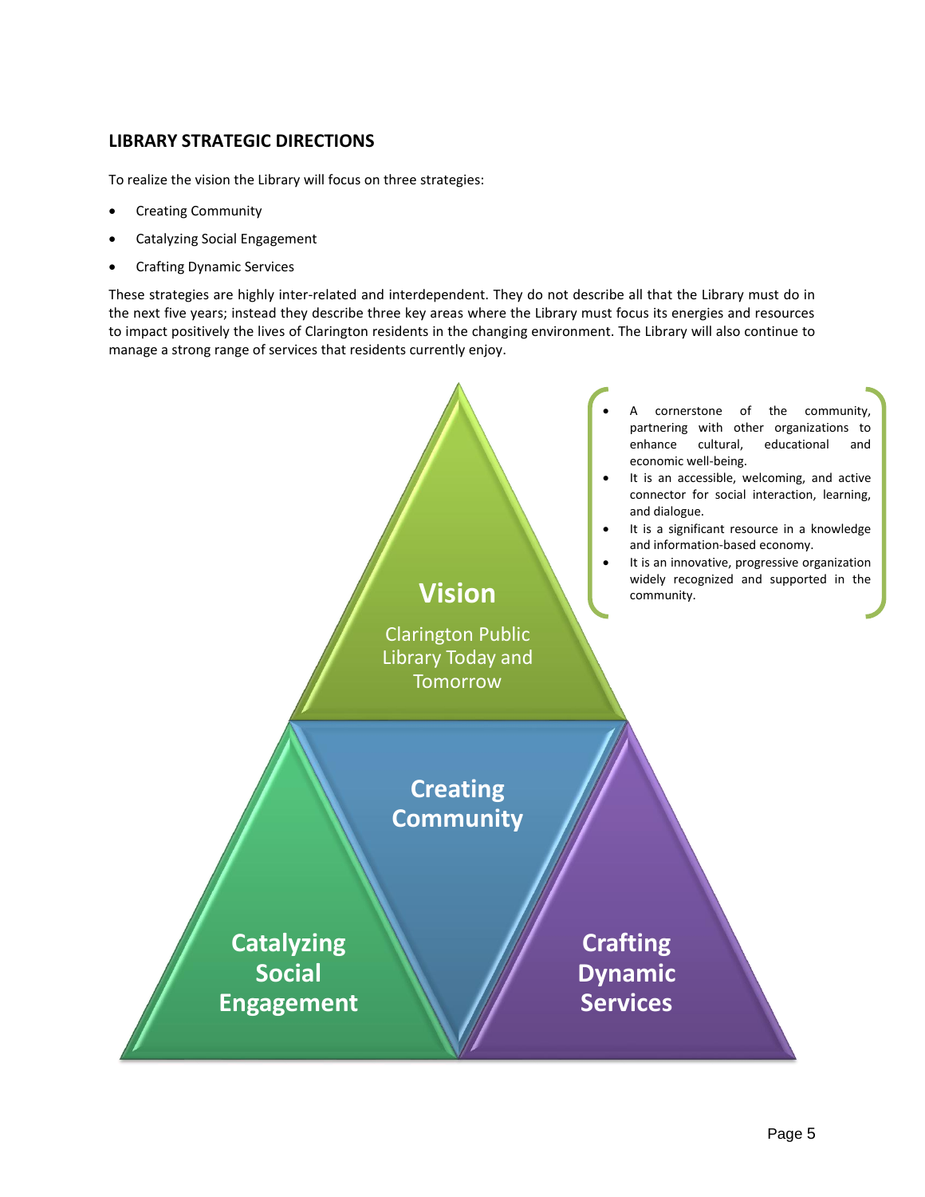## LIBRARY STRATEGIC DIRECTIONS

To realize the vision the Library will focus on three strategies:

- Creating Community
- Catalyzing Social Engagement
- Crafting Dynamic Services

These strategies are highly inter-related and interdependent. They do not describe all that the Library must do in the next five years; instead they describe three key areas where the Library must focus its energies and resources to impact positively the lives of Clarington residents in the changing environment. The Library will also continue to manage a strong range of services that residents currently enjoy.

**Vision**

Clarington Public Library Today and Tomorrow

- A cornerstone of the community, partnering with other organizations to enhance cultural, educational and economic well-being.
- It is an accessible, welcoming, and active connector for social interaction, learning, and dialogue.
- It is a significant resource in a knowledge and information-based economy.
- It is an innovative, progressive organization widely recognized and supported in the community.

**Creating Community**

**Catalyzing Social Engagement**

**Crafting Dynamic Services**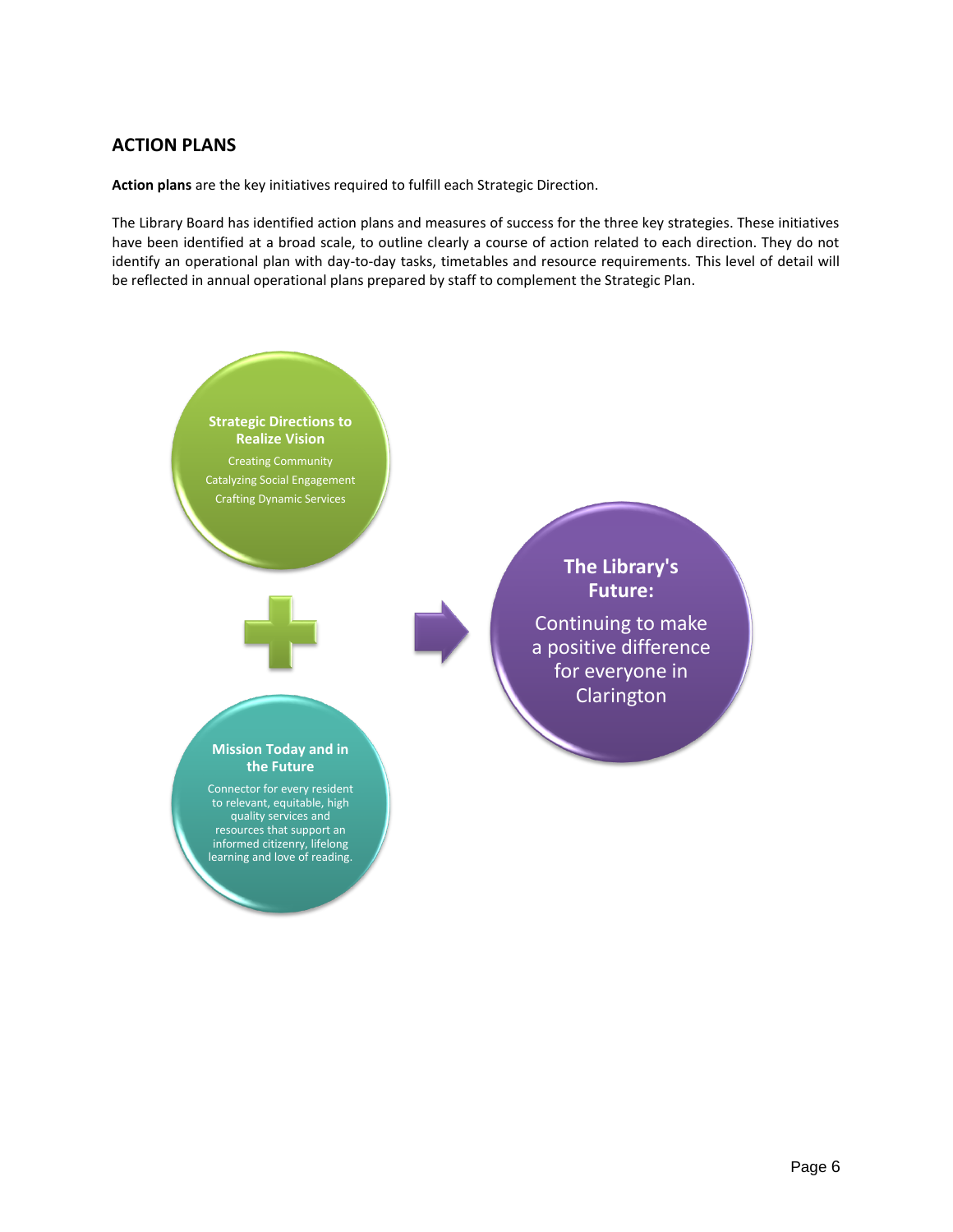## ACTION PLANS

**Action plans** are the key initiatives required to fulfill each Strategic Direction.

The Library Board has identified action plans and measures of success for the three key strategies. These initiatives have been identified at a broad scale, to outline clearly a course of action related to each direction. They do not identify an operational plan with day-to-day tasks, timetables and resource requirements. This level of detail will be reflected in annual operational plans prepared by staff to complement the Strategic Plan.

**Strategic Directions to Realize Vision**

Creating Community
Catalyzing Social Engagement
Crafting Dynamic Services

+

**Mission Today and in the Future**

Connector for every resident to relevant, equitable, high quality services and resources that support an informed citizenry, lifelong learning and love of reading.

→

**The Library's Future:**

Continuing to make a positive difference for everyone in Clarington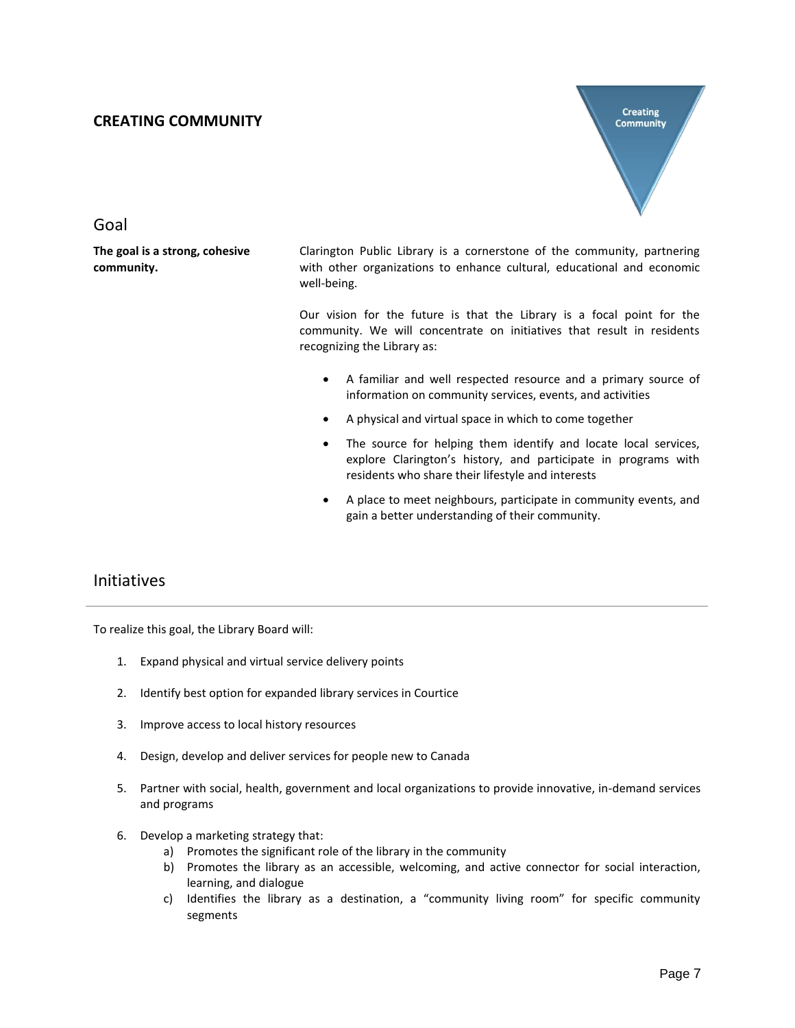## CREATING COMMUNITY

### Goal

**The goal is a strong, cohesive community.**

Clarington Public Library is a cornerstone of the community, partnering with other organizations to enhance cultural, educational and economic well-being.

Our vision for the future is that the Library is a focal point for the community. We will concentrate on initiatives that result in residents recognizing the Library as:

- A familiar and well respected resource and a primary source of information on community services, events, and activities
- A physical and virtual space in which to come together
- The source for helping them identify and locate local services, explore Clarington's history, and participate in programs with residents who share their lifestyle and interests
- A place to meet neighbours, participate in community events, and gain a better understanding of their community.

### Initiatives

To realize this goal, the Library Board will:

1. Expand physical and virtual service delivery points
2. Identify best option for expanded library services in Courtice
3. Improve access to local history resources
4. Design, develop and deliver services for people new to Canada
5. Partner with social, health, government and local organizations to provide innovative, in-demand services and programs
6. Develop a marketing strategy that:
   a) Promotes the significant role of the library in the community
   b) Promotes the library as an accessible, welcoming, and active connector for social interaction, learning, and dialogue
   c) Identifies the library as a destination, a "community living room" for specific community segments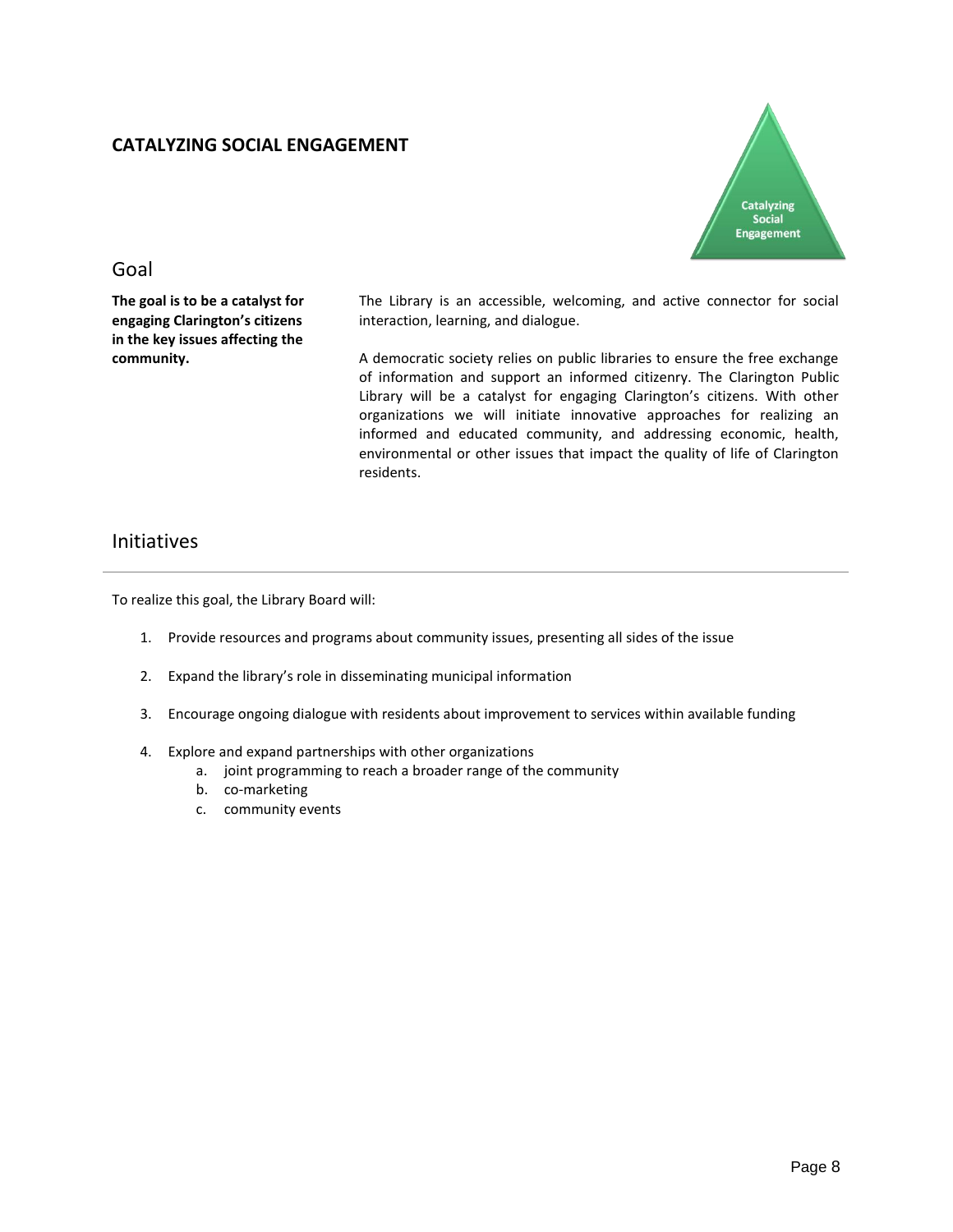# CATALYZING SOCIAL ENGAGEMENT

## Goal

**The goal is to be a catalyst for engaging Clarington's citizens in the key issues affecting the community.**

The Library is an accessible, welcoming, and active connector for social interaction, learning, and dialogue.

A democratic society relies on public libraries to ensure the free exchange of information and support an informed citizenry. The Clarington Public Library will be a catalyst for engaging Clarington's citizens. With other organizations we will initiate innovative approaches for realizing an informed and educated community, and addressing economic, health, environmental or other issues that impact the quality of life of Clarington residents.

## Initiatives

To realize this goal, the Library Board will:

1. Provide resources and programs about community issues, presenting all sides of the issue
2. Expand the library's role in disseminating municipal information
3. Encourage ongoing dialogue with residents about improvement to services within available funding
4. Explore and expand partnerships with other organizations
   a. joint programming to reach a broader range of the community
   b. co-marketing
   c. community events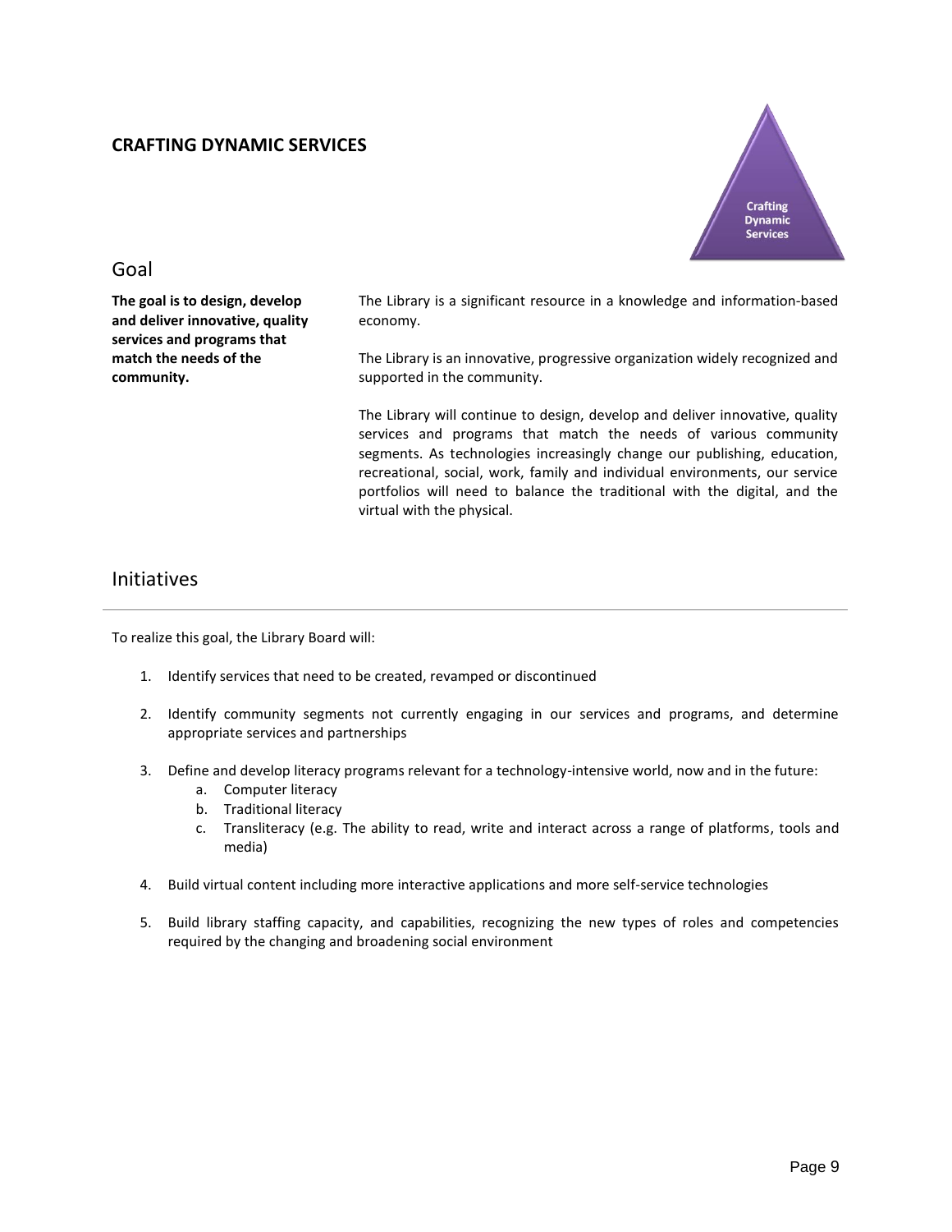## CRAFTING DYNAMIC SERVICES

Crafting Dynamic Services

### Goal

**The goal is to design, develop and deliver innovative, quality services and programs that match the needs of the community.**

The Library is a significant resource in a knowledge and information-based economy.

The Library is an innovative, progressive organization widely recognized and supported in the community.

The Library will continue to design, develop and deliver innovative, quality services and programs that match the needs of various community segments. As technologies increasingly change our publishing, education, recreational, social, work, family and individual environments, our service portfolios will need to balance the traditional with the digital, and the virtual with the physical.

### Initiatives

To realize this goal, the Library Board will:

1. Identify services that need to be created, revamped or discontinued

2. Identify community segments not currently engaging in our services and programs, and determine appropriate services and partnerships

3. Define and develop literacy programs relevant for a technology-intensive world, now and in the future:
   a. Computer literacy
   b. Traditional literacy
   c. Transliteracy (e.g. The ability to read, write and interact across a range of platforms, tools and media)

4. Build virtual content including more interactive applications and more self-service technologies

5. Build library staffing capacity, and capabilities, recognizing the new types of roles and competencies required by the changing and broadening social environment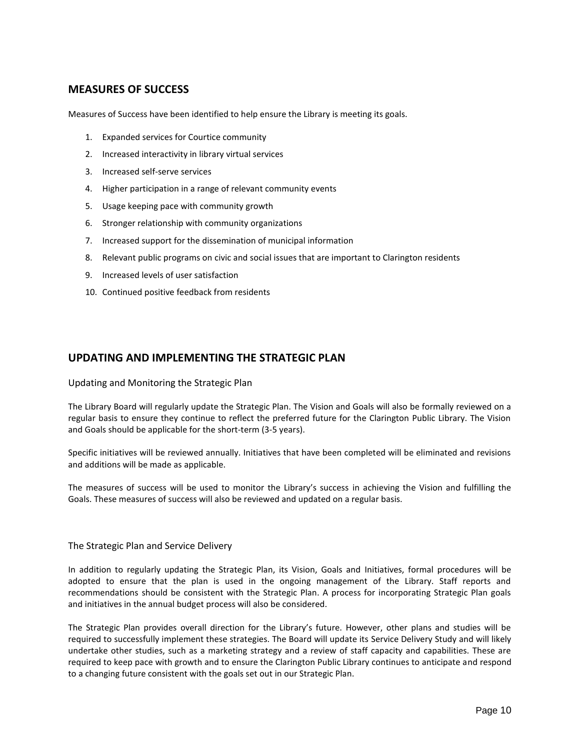## MEASURES OF SUCCESS

Measures of Success have been identified to help ensure the Library is meeting its goals.

1. Expanded services for Courtice community
2. Increased interactivity in library virtual services
3. Increased self-serve services
4. Higher participation in a range of relevant community events
5. Usage keeping pace with community growth
6. Stronger relationship with community organizations
7. Increased support for the dissemination of municipal information
8. Relevant public programs on civic and social issues that are important to Clarington residents
9. Increased levels of user satisfaction
10. Continued positive feedback from residents

## UPDATING AND IMPLEMENTING THE STRATEGIC PLAN

### Updating and Monitoring the Strategic Plan

The Library Board will regularly update the Strategic Plan. The Vision and Goals will also be formally reviewed on a regular basis to ensure they continue to reflect the preferred future for the Clarington Public Library. The Vision and Goals should be applicable for the short-term (3-5 years).

Specific initiatives will be reviewed annually. Initiatives that have been completed will be eliminated and revisions and additions will be made as applicable.

The measures of success will be used to monitor the Library's success in achieving the Vision and fulfilling the Goals. These measures of success will also be reviewed and updated on a regular basis.

### The Strategic Plan and Service Delivery

In addition to regularly updating the Strategic Plan, its Vision, Goals and Initiatives, formal procedures will be adopted to ensure that the plan is used in the ongoing management of the Library. Staff reports and recommendations should be consistent with the Strategic Plan. A process for incorporating Strategic Plan goals and initiatives in the annual budget process will also be considered.

The Strategic Plan provides overall direction for the Library's future. However, other plans and studies will be required to successfully implement these strategies. The Board will update its Service Delivery Study and will likely undertake other studies, such as a marketing strategy and a review of staff capacity and capabilities. These are required to keep pace with growth and to ensure the Clarington Public Library continues to anticipate and respond to a changing future consistent with the goals set out in our Strategic Plan.